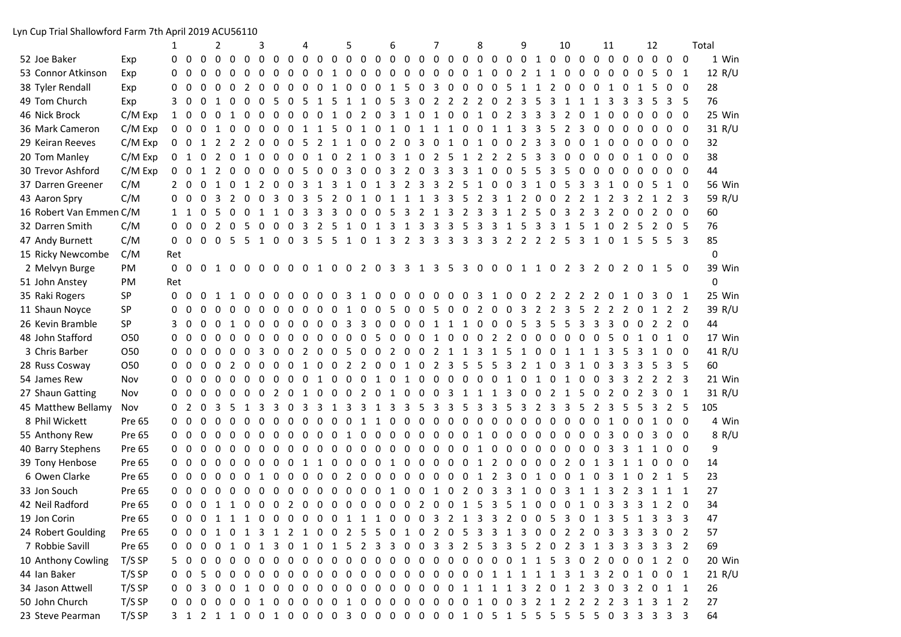Lyn Cup Trial Shallowford Farm 7th April 2019 ACU56110

| No | Name | Class | 1 | | | 2 | | | 3 | | | 4 | | | 5 | | | 6 | | | 7 | | | 8 | | | 9 | | | 10 | | | 11 | | | 12 | | | Total | |
|---|---|---|---|---|---|---|---|---|---|---|---|---|---|---|---|---|---|---|---|---|---|---|---|---|---|---|---|---|---|---|---|---|---|---|---|---|---|---|---|---|
| 52 | Joe Baker | Exp | 0 | 0 | 0 | 0 | 0 | 0 | 0 | 0 | 0 | 0 | 0 | 0 | 0 | 0 | 0 | 0 | 0 | 0 | 0 | 0 | 0 | 0 | 0 | 0 | 0 | 0 | 1 | 0 | 0 | 0 | 0 | 0 | 0 | 0 | 0 | 0 | 1 | Win |
| 53 | Connor Atkinson | Exp | 0 | 0 | 0 | 0 | 0 | 0 | 0 | 0 | 0 | 0 | 0 | 0 | 0 | 1 | 0 | 0 | 0 | 0 | 0 | 0 | 0 | 0 | 1 | 0 | 2 | 1 | 1 | 0 | 0 | 0 | 0 | 0 | 0 | 5 | 0 | 1 | 12 | R/U |
| 38 | Tyler Rendall | Exp | 0 | 0 | 0 | 0 | 0 | 2 | 0 | 0 | 0 | 0 | 0 | 1 | 0 | 0 | 0 | 1 | 5 | 0 | 3 | 0 | 0 | 0 | 0 | 5 | 1 | 1 | 2 | 0 | 0 | 0 | 1 | 0 | 1 | 5 | 0 | 0 | 28 | |
| 49 | Tom Church | Exp | 3 | 0 | 0 | 1 | 0 | 0 | 0 | 5 | 0 | 5 | 1 | 5 | 1 | 1 | 0 | 5 | 3 | 0 | 2 | 2 | 2 | 2 | 0 | 2 | 3 | 5 | 3 | 1 | 1 | 1 | 3 | 3 | 3 | 5 | 3 | 5 | 76 | |
| 46 | Nick Brock | C/M Exp | 1 | 0 | 0 | 0 | 1 | 0 | 0 | 0 | 0 | 0 | 0 | 0 | 1 | 0 | 2 | 0 | 3 | 1 | 0 | 1 | 0 | 0 | 1 | 0 | 2 | 3 | 3 | 3 | 2 | 0 | 1 | 0 | 0 | 0 | 0 | 0 | 25 | Win |
| 36 | Mark Cameron | C/M Exp | 0 | 0 | 0 | 1 | 0 | 0 | 0 | 0 | 0 | 1 | 1 | 5 | 0 | 1 | 0 | 1 | 0 | 1 | 1 | 1 | 0 | 0 | 1 | 1 | 3 | 3 | 5 | 2 | 3 | 0 | 0 | 0 | 0 | 0 | 0 | 0 | 31 | R/U |
| 29 | Keiran Reeves | C/M Exp | 0 | 0 | 1 | 2 | 2 | 2 | 0 | 0 | 0 | 5 | 2 | 1 | 1 | 0 | 0 | 2 | 0 | 3 | 0 | 1 | 0 | 1 | 0 | 0 | 2 | 3 | 3 | 0 | 0 | 1 | 0 | 0 | 0 | 0 | 0 | 0 | 32 | |
| 20 | Tom Manley | C/M Exp | 0 | 1 | 0 | 2 | 0 | 1 | 0 | 0 | 0 | 0 | 0 | 1 | 0 | 2 | 1 | 0 | 3 | 1 | 0 | 2 | 5 | 1 | 2 | 2 | 2 | 5 | 3 | 3 | 0 | 0 | 0 | 0 | 0 | 1 | 0 | 0 | 38 | |
| 30 | Trevor Ashford | C/M Exp | 0 | 0 | 1 | 2 | 0 | 0 | 0 | 0 | 0 | 5 | 0 | 0 | 3 | 0 | 0 | 3 | 2 | 0 | 3 | 3 | 3 | 1 | 0 | 0 | 5 | 5 | 3 | 5 | 0 | 0 | 0 | 0 | 0 | 0 | 0 | 0 | 44 | |
| 37 | Darren Greener | C/M | 2 | 0 | 0 | 1 | 0 | 1 | 2 | 0 | 0 | 3 | 1 | 3 | 1 | 0 | 1 | 3 | 2 | 3 | 3 | 2 | 5 | 1 | 0 | 0 | 3 | 1 | 0 | 5 | 3 | 3 | 1 | 0 | 0 | 5 | 1 | 0 | 56 | Win |
| 43 | Aaron Spry | C/M | 0 | 0 | 0 | 3 | 2 | 0 | 0 | 3 | 0 | 3 | 5 | 2 | 0 | 1 | 0 | 1 | 1 | 1 | 3 | 3 | 5 | 2 | 3 | 1 | 2 | 0 | 0 | 2 | 2 | 1 | 2 | 3 | 2 | 1 | 2 | 3 | 59 | R/U |
| 16 | Robert Van Emmen | C/M | 1 | 1 | 0 | 5 | 0 | 0 | 1 | 1 | 0 | 3 | 3 | 3 | 0 | 0 | 0 | 5 | 3 | 2 | 1 | 3 | 2 | 3 | 3 | 1 | 2 | 5 | 0 | 3 | 2 | 3 | 2 | 0 | 0 | 2 | 0 | 0 | 60 | |
| 32 | Darren Smith | C/M | 0 | 0 | 0 | 2 | 0 | 5 | 0 | 0 | 0 | 3 | 2 | 5 | 1 | 0 | 1 | 3 | 1 | 3 | 3 | 3 | 5 | 3 | 3 | 1 | 5 | 3 | 3 | 1 | 5 | 1 | 0 | 2 | 5 | 2 | 0 | 5 | 76 | |
| 47 | Andy Burnett | C/M | 0 | 0 | 0 | 0 | 5 | 5 | 1 | 0 | 0 | 3 | 5 | 5 | 1 | 0 | 1 | 3 | 2 | 3 | 3 | 3 | 3 | 3 | 3 | 2 | 2 | 2 | 2 | 5 | 3 | 1 | 0 | 1 | 5 | 5 | 5 | 3 | 85 | |
| 15 | Ricky Newcombe | C/M | Ret | | | | | | | | | | | | | | | | | | | | | | | | | | | | | | | | | | | | 0 | |
| 2 | Melvyn Burge | PM | 0 | 0 | 0 | 1 | 0 | 0 | 0 | 0 | 0 | 0 | 1 | 0 | 0 | 2 | 0 | 3 | 3 | 1 | 3 | 5 | 3 | 0 | 0 | 0 | 1 | 1 | 0 | 2 | 3 | 2 | 0 | 2 | 0 | 1 | 5 | 0 | 39 | Win |
| 51 | John Anstey | PM | Ret | | | | | | | | | | | | | | | | | | | | | | | | | | | | | | | | | | | | 0 | |
| 35 | Raki Rogers | SP | 0 | 0 | 0 | 1 | 1 | 0 | 0 | 0 | 0 | 0 | 0 | 0 | 3 | 1 | 0 | 0 | 0 | 0 | 0 | 0 | 0 | 3 | 1 | 0 | 0 | 2 | 2 | 2 | 2 | 2 | 0 | 1 | 0 | 3 | 0 | 1 | 25 | Win |
| 11 | Shaun Noyce | SP | 0 | 0 | 0 | 0 | 0 | 0 | 0 | 0 | 0 | 0 | 0 | 0 | 1 | 0 | 0 | 5 | 0 | 0 | 5 | 0 | 0 | 2 | 0 | 0 | 3 | 2 | 2 | 3 | 5 | 2 | 2 | 2 | 0 | 1 | 2 | 2 | 39 | R/U |
| 26 | Kevin Bramble | SP | 3 | 0 | 0 | 0 | 1 | 0 | 0 | 0 | 0 | 0 | 0 | 0 | 3 | 3 | 0 | 0 | 0 | 0 | 0 | 1 | 1 | 1 | 0 | 0 | 5 | 3 | 5 | 5 | 3 | 3 | 3 | 0 | 0 | 2 | 2 | 0 | 44 | |
| 48 | John Stafford | O50 | 0 | 0 | 0 | 0 | 0 | 0 | 0 | 0 | 0 | 0 | 0 | 0 | 0 | 0 | 0 | 5 | 0 | 0 | 0 | 1 | 0 | 0 | 0 | 2 | 2 | 0 | 0 | 0 | 0 | 0 | 5 | 0 | 1 | 0 | 1 | 0 | 17 | Win |
| 3 | Chris Barber | O50 | 0 | 0 | 0 | 0 | 0 | 0 | 3 | 0 | 0 | 2 | 0 | 0 | 5 | 0 | 0 | 2 | 0 | 0 | 2 | 1 | 1 | 3 | 1 | 5 | 1 | 0 | 0 | 1 | 1 | 1 | 3 | 5 | 3 | 1 | 0 | 0 | 41 | R/U |
| 28 | Russ Cosway | O50 | 0 | 0 | 0 | 0 | 2 | 0 | 0 | 0 | 0 | 1 | 0 | 0 | 2 | 2 | 0 | 0 | 1 | 0 | 2 | 3 | 5 | 5 | 5 | 3 | 2 | 1 | 0 | 3 | 1 | 0 | 3 | 3 | 3 | 5 | 3 | 5 | 60 | |
| 54 | James Rew | Nov | 0 | 0 | 0 | 0 | 0 | 0 | 0 | 0 | 0 | 0 | 1 | 0 | 0 | 0 | 1 | 0 | 1 | 0 | 0 | 0 | 0 | 0 | 0 | 1 | 0 | 1 | 0 | 1 | 0 | 0 | 3 | 3 | 2 | 2 | 2 | 3 | 21 | Win |
| 27 | Shaun Gatting | Nov | 0 | 0 | 0 | 0 | 0 | 0 | 0 | 2 | 0 | 1 | 0 | 0 | 0 | 2 | 0 | 1 | 0 | 0 | 0 | 3 | 1 | 1 | 1 | 3 | 0 | 0 | 2 | 1 | 5 | 0 | 2 | 0 | 2 | 3 | 0 | 1 | 31 | R/U |
| 45 | Matthew Bellamy | Nov | 0 | 2 | 0 | 3 | 5 | 1 | 3 | 3 | 0 | 3 | 3 | 1 | 3 | 3 | 1 | 3 | 3 | 5 | 3 | 3 | 5 | 3 | 3 | 5 | 3 | 2 | 3 | 3 | 5 | 2 | 3 | 5 | 5 | 3 | 2 | 5 | 105 | |
| 8 | Phil Wickett | Pre 65 | 0 | 0 | 0 | 0 | 0 | 0 | 0 | 0 | 0 | 0 | 0 | 0 | 0 | 0 | 1 | 1 | 0 | 0 | 0 | 0 | 0 | 0 | 0 | 0 | 0 | 0 | 0 | 0 | 0 | 0 | 1 | 0 | 0 | 1 | 0 | 0 | 4 | Win |
| 55 | Anthony Rew | Pre 65 | 0 | 0 | 0 | 0 | 0 | 0 | 0 | 0 | 0 | 0 | 0 | 0 | 0 | 1 | 0 | 0 | 0 | 0 | 0 | 0 | 0 | 0 | 1 | 0 | 0 | 0 | 0 | 0 | 0 | 0 | 3 | 0 | 0 | 3 | 0 | 0 | 8 | R/U |
| 40 | Barry Stephens | Pre 65 | 0 | 0 | 0 | 0 | 0 | 0 | 0 | 0 | 0 | 0 | 0 | 0 | 0 | 0 | 0 | 0 | 0 | 0 | 0 | 0 | 0 | 0 | 1 | 0 | 0 | 0 | 0 | 0 | 0 | 0 | 3 | 3 | 1 | 1 | 0 | 0 | 9 | |
| 39 | Tony Henbose | Pre 65 | 0 | 0 | 0 | 0 | 0 | 0 | 0 | 0 | 0 | 0 | 1 | 1 | 0 | 0 | 0 | 0 | 1 | 0 | 0 | 0 | 0 | 0 | 1 | 2 | 0 | 0 | 0 | 2 | 0 | 1 | 3 | 1 | 1 | 0 | 0 | 0 | 14 | |
| 6 | Owen Clarke | Pre 65 | 0 | 0 | 0 | 0 | 0 | 0 | 1 | 0 | 0 | 0 | 0 | 0 | 0 | 2 | 0 | 0 | 0 | 0 | 0 | 0 | 0 | 1 | 2 | 3 | 0 | 1 | 0 | 0 | 1 | 0 | 3 | 1 | 0 | 2 | 1 | 5 | 23 | |
| 33 | Jon Souch | Pre 65 | 0 | 0 | 0 | 0 | 0 | 0 | 0 | 0 | 0 | 0 | 0 | 0 | 0 | 0 | 0 | 1 | 0 | 0 | 1 | 0 | 2 | 0 | 3 | 3 | 1 | 0 | 0 | 3 | 1 | 1 | 3 | 2 | 3 | 1 | 1 | 1 | 27 | |
| 42 | Neil Radford | Pre 65 | 0 | 0 | 0 | 1 | 1 | 0 | 0 | 0 | 0 | 2 | 0 | 0 | 0 | 0 | 0 | 0 | 0 | 2 | 0 | 0 | 1 | 5 | 3 | 5 | 1 | 0 | 0 | 0 | 1 | 0 | 3 | 3 | 3 | 1 | 2 | 0 | 34 | |
| 19 | Jon Corin | Pre 65 | 0 | 0 | 0 | 1 | 1 | 1 | 0 | 0 | 0 | 0 | 0 | 0 | 1 | 1 | 1 | 0 | 0 | 0 | 3 | 2 | 1 | 3 | 3 | 2 | 0 | 0 | 5 | 3 | 0 | 1 | 3 | 5 | 1 | 3 | 3 | 3 | 47 | |
| 24 | Robert Goulding | Pre 65 | 0 | 0 | 0 | 1 | 0 | 1 | 3 | 1 | 2 | 1 | 0 | 0 | 2 | 5 | 5 | 0 | 1 | 0 | 2 | 0 | 5 | 3 | 3 | 1 | 3 | 0 | 0 | 2 | 2 | 0 | 3 | 3 | 3 | 3 | 0 | 2 | 57 | |
| 7 | Robbie Savill | Pre 65 | 0 | 0 | 0 | 0 | 1 | 0 | 1 | 3 | 0 | 1 | 0 | 1 | 5 | 2 | 3 | 3 | 0 | 0 | 3 | 3 | 2 | 5 | 3 | 3 | 5 | 2 | 0 | 2 | 3 | 1 | 3 | 3 | 3 | 3 | 3 | 2 | 69 | |
| 10 | Anthony Cowling | T/S SP | 5 | 0 | 0 | 0 | 0 | 0 | 0 | 0 | 0 | 0 | 0 | 0 | 0 | 0 | 0 | 0 | 0 | 0 | 0 | 0 | 0 | 0 | 0 | 0 | 1 | 1 | 5 | 3 | 0 | 2 | 0 | 0 | 0 | 1 | 2 | 0 | 20 | Win |
| 44 | Ian Baker | T/S SP | 0 | 0 | 5 | 0 | 0 | 0 | 0 | 0 | 0 | 0 | 0 | 0 | 0 | 0 | 0 | 0 | 0 | 0 | 0 | 0 | 0 | 0 | 1 | 1 | 1 | 1 | 1 | 3 | 1 | 3 | 2 | 0 | 1 | 0 | 0 | 1 | 21 | R/U |
| 34 | Jason Attwell | T/S SP | 0 | 0 | 3 | 0 | 0 | 1 | 0 | 0 | 0 | 0 | 0 | 0 | 0 | 0 | 0 | 0 | 0 | 0 | 0 | 0 | 1 | 1 | 1 | 1 | 3 | 2 | 0 | 1 | 2 | 3 | 0 | 3 | 2 | 0 | 1 | 1 | 26 | |
| 50 | John Church | T/S SP | 0 | 0 | 0 | 0 | 0 | 0 | 1 | 0 | 0 | 0 | 0 | 0 | 1 | 0 | 0 | 0 | 0 | 0 | 0 | 0 | 0 | 1 | 0 | 0 | 3 | 2 | 1 | 2 | 2 | 2 | 2 | 3 | 1 | 3 | 1 | 2 | 27 | |
| 23 | Steve Pearman | T/S SP | 3 | 1 | 2 | 1 | 1 | 0 | 0 | 1 | 0 | 0 | 0 | 0 | 3 | 0 | 0 | 0 | 0 | 0 | 0 | 0 | 1 | 0 | 5 | 1 | 5 | 5 | 5 | 5 | 5 | 5 | 0 | 3 | 3 | 3 | 3 | 3 | 64 | |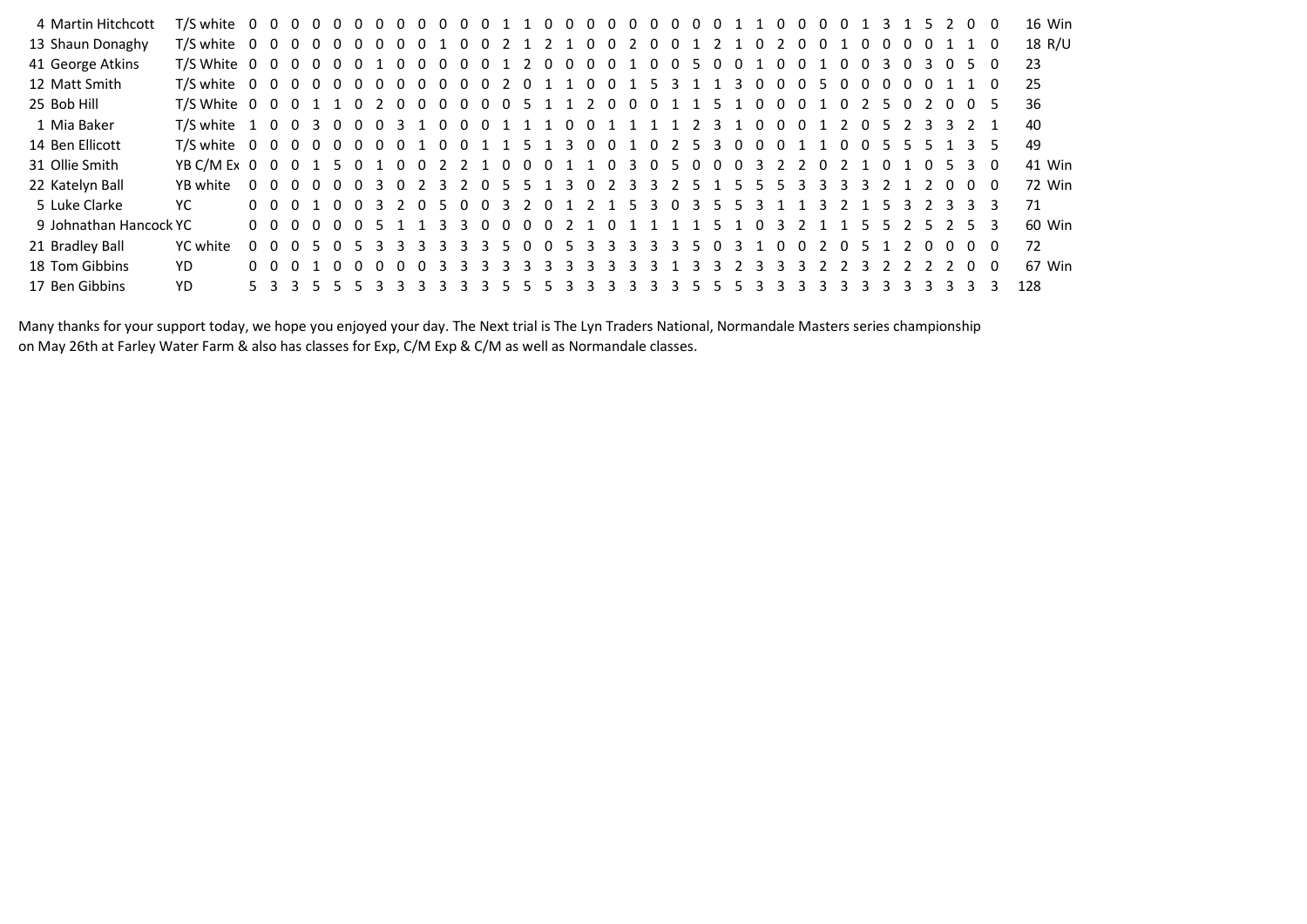| Rider | Class | Scores | Total | Result |
|---|---|---|---|---|
| 4 Martin Hitchcott | T/S white | 0 0 0 0 0 0 0 0 0 0 0 0 1 1 0 0 0 0 0 0 0 0 1 1 0 0 0 0 0 1 3 1 5 2 0 0 | 16 | Win |
| 13 Shaun Donaghy | T/S white | 0 0 0 0 0 0 0 0 0 1 0 0 2 1 2 1 0 0 2 0 0 1 2 1 0 2 0 0 1 0 0 0 0 1 1 0 | 18 | R/U |
| 41 George Atkins | T/S White | 0 0 0 0 0 0 1 0 0 0 0 0 1 2 0 0 0 0 1 0 0 5 0 0 1 0 0 1 0 0 3 0 3 0 5 0 | 23 | |
| 12 Matt Smith | T/S white | 0 0 0 0 0 0 0 0 0 0 0 0 2 0 1 1 0 0 1 5 3 1 1 3 0 0 0 5 0 0 0 0 0 1 1 0 | 25 | |
| 25 Bob Hill | T/S White | 0 0 0 1 1 0 2 0 0 0 0 0 0 5 1 1 2 0 0 0 1 1 5 1 0 0 0 1 0 2 5 0 2 0 0 5 | 36 | |
| 1 Mia Baker | T/S white | 1 0 0 3 0 0 0 3 1 0 0 0 1 1 1 0 0 1 1 1 1 2 3 1 0 0 0 1 2 0 5 2 3 3 2 1 | 40 | |
| 14 Ben Ellicott | T/S white | 0 0 0 0 0 0 0 0 1 0 0 1 1 5 1 3 0 0 1 0 2 5 3 0 0 0 1 1 0 0 5 5 5 1 3 5 | 49 | |
| 31 Ollie Smith | YB C/M Ex | 0 0 0 1 5 0 1 0 0 2 2 1 0 0 0 1 1 0 3 0 5 0 0 0 3 2 2 0 2 1 0 1 0 5 3 0 | 41 | Win |
| 22 Katelyn Ball | YB white | 0 0 0 0 0 0 3 0 2 3 2 0 5 5 1 3 0 2 3 3 2 5 1 5 5 5 3 3 3 3 2 1 2 0 0 0 | 72 | Win |
| 5 Luke Clarke | YC | 0 0 0 1 0 0 3 2 0 5 0 0 3 2 0 1 2 1 5 3 0 3 5 5 3 1 1 3 2 1 5 3 2 3 3 3 | 71 | |
| 9 Johnathan Hancock | YC | 0 0 0 0 0 0 5 1 1 3 3 0 0 0 0 2 1 0 1 1 1 1 5 1 0 3 2 1 1 5 5 2 5 2 5 3 | 60 | Win |
| 21 Bradley Ball | YC white | 0 0 0 5 0 5 3 3 3 3 3 3 5 0 0 5 3 3 3 3 3 5 0 3 1 0 0 2 0 5 1 2 0 0 0 0 | 72 | |
| 18 Tom Gibbins | YD | 0 0 0 1 0 0 0 0 0 3 3 3 3 3 3 3 3 3 3 3 1 3 3 2 3 3 3 2 2 3 2 2 2 2 0 0 | 67 | Win |
| 17 Ben Gibbins | YD | 5 3 3 5 5 5 3 3 3 3 3 3 5 5 5 3 3 3 3 3 3 5 5 5 3 3 3 3 3 3 3 3 3 3 3 3 | 128 | |

Many thanks for your support today, we hope you enjoyed your day. The Next trial is The Lyn Traders National, Normandale Masters series championship on May 26th at Farley Water Farm & also has classes for Exp, C/M Exp & C/M as well as Normandale classes.